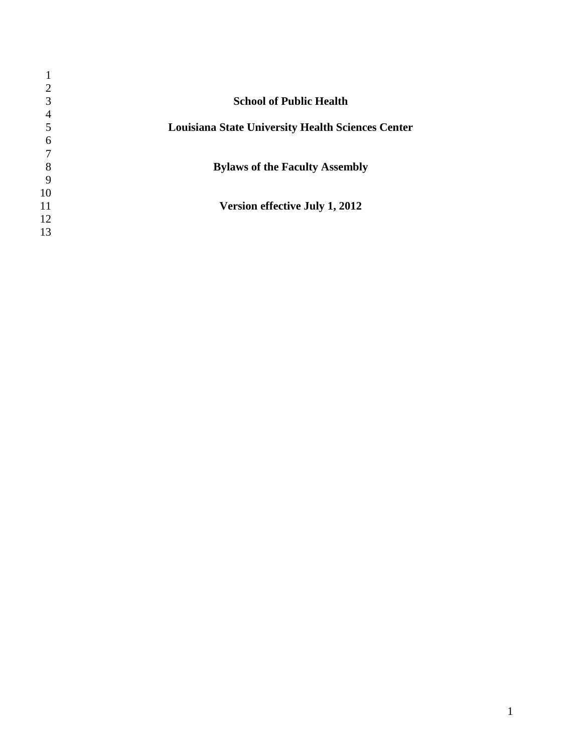# School of Public Health

# Louisiana State University Health Sciences Center

## Bylaws of the Faculty Assembly

**Version effective July 1, 2012**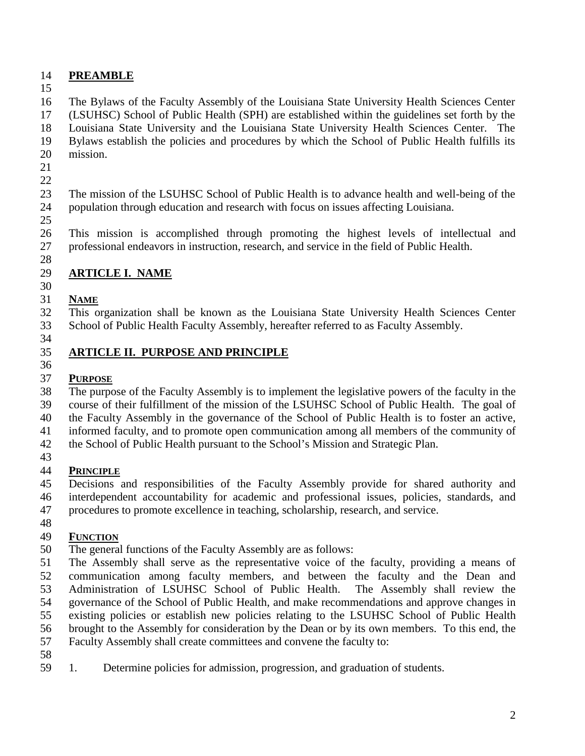## PREAMBLE

The Bylaws of the Faculty Assembly of the Louisiana State University Health Sciences Center (LSUHSC) School of Public Health (SPH) are established within the guidelines set forth by the Louisiana State University and the Louisiana State University Health Sciences Center. The Bylaws establish the policies and procedures by which the School of Public Health fulfills its mission.

The mission of the LSUHSC School of Public Health is to advance health and well-being of the population through education and research with focus on issues affecting Louisiana.

This mission is accomplished through promoting the highest levels of intellectual and professional endeavors in instruction, research, and service in the field of Public Health.

## ARTICLE I. NAME

### NAME

This organization shall be known as the Louisiana State University Health Sciences Center School of Public Health Faculty Assembly, hereafter referred to as Faculty Assembly.

## ARTICLE II. PURPOSE AND PRINCIPLE

### PURPOSE

The purpose of the Faculty Assembly is to implement the legislative powers of the faculty in the course of their fulfillment of the mission of the LSUHSC School of Public Health. The goal of the Faculty Assembly in the governance of the School of Public Health is to foster an active, informed faculty, and to promote open communication among all members of the community of the School of Public Health pursuant to the School's Mission and Strategic Plan.

### PRINCIPLE

Decisions and responsibilities of the Faculty Assembly provide for shared authority and interdependent accountability for academic and professional issues, policies, standards, and procedures to promote excellence in teaching, scholarship, research, and service.

### FUNCTION

The general functions of the Faculty Assembly are as follows:

The Assembly shall serve as the representative voice of the faculty, providing a means of communication among faculty members, and between the faculty and the Dean and Administration of LSUHSC School of Public Health. The Assembly shall review the governance of the School of Public Health, and make recommendations and approve changes in existing policies or establish new policies relating to the LSUHSC School of Public Health brought to the Assembly for consideration by the Dean or by its own members. To this end, the Faculty Assembly shall create committees and convene the faculty to:

1. Determine policies for admission, progression, and graduation of students.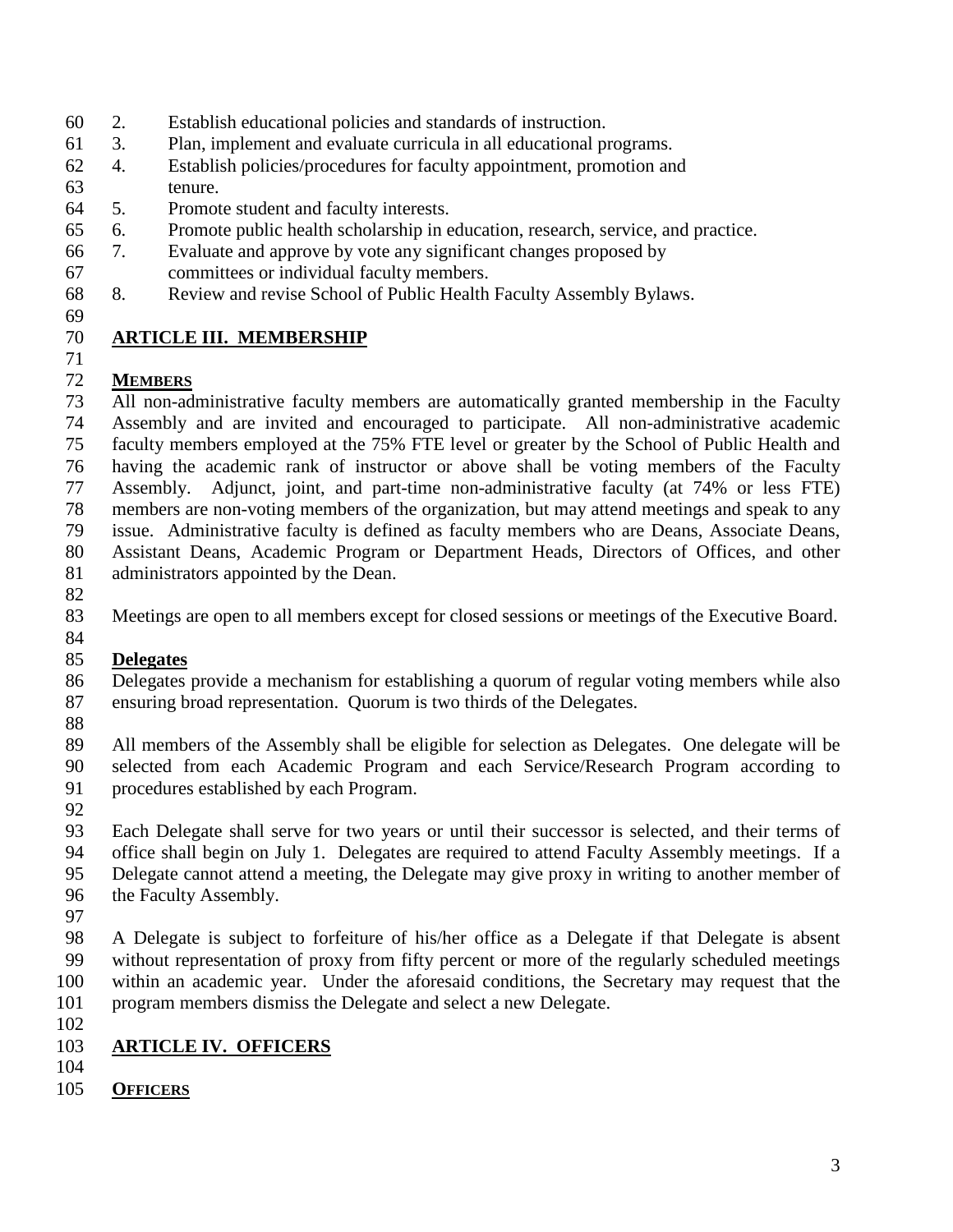2. Establish educational policies and standards of instruction.
3. Plan, implement and evaluate curricula in all educational programs.
4. Establish policies/procedures for faculty appointment, promotion and tenure.
5. Promote student and faculty interests.
6. Promote public health scholarship in education, research, service, and practice.
7. Evaluate and approve by vote any significant changes proposed by committees or individual faculty members.
8. Review and revise School of Public Health Faculty Assembly Bylaws.

## ARTICLE III. MEMBERSHIP

### MEMBERS

All non-administrative faculty members are automatically granted membership in the Faculty Assembly and are invited and encouraged to participate. All non-administrative academic faculty members employed at the 75% FTE level or greater by the School of Public Health and having the academic rank of instructor or above shall be voting members of the Faculty Assembly. Adjunct, joint, and part-time non-administrative faculty (at 74% or less FTE) members are non-voting members of the organization, but may attend meetings and speak to any issue. Administrative faculty is defined as faculty members who are Deans, Associate Deans, Assistant Deans, Academic Program or Department Heads, Directors of Offices, and other administrators appointed by the Dean.

Meetings are open to all members except for closed sessions or meetings of the Executive Board.

### Delegates

Delegates provide a mechanism for establishing a quorum of regular voting members while also ensuring broad representation. Quorum is two thirds of the Delegates.

All members of the Assembly shall be eligible for selection as Delegates. One delegate will be selected from each Academic Program and each Service/Research Program according to procedures established by each Program.

Each Delegate shall serve for two years or until their successor is selected, and their terms of office shall begin on July 1. Delegates are required to attend Faculty Assembly meetings. If a Delegate cannot attend a meeting, the Delegate may give proxy in writing to another member of the Faculty Assembly.

A Delegate is subject to forfeiture of his/her office as a Delegate if that Delegate is absent without representation of proxy from fifty percent or more of the regularly scheduled meetings within an academic year. Under the aforesaid conditions, the Secretary may request that the program members dismiss the Delegate and select a new Delegate.

## ARTICLE IV. OFFICERS

### OFFICERS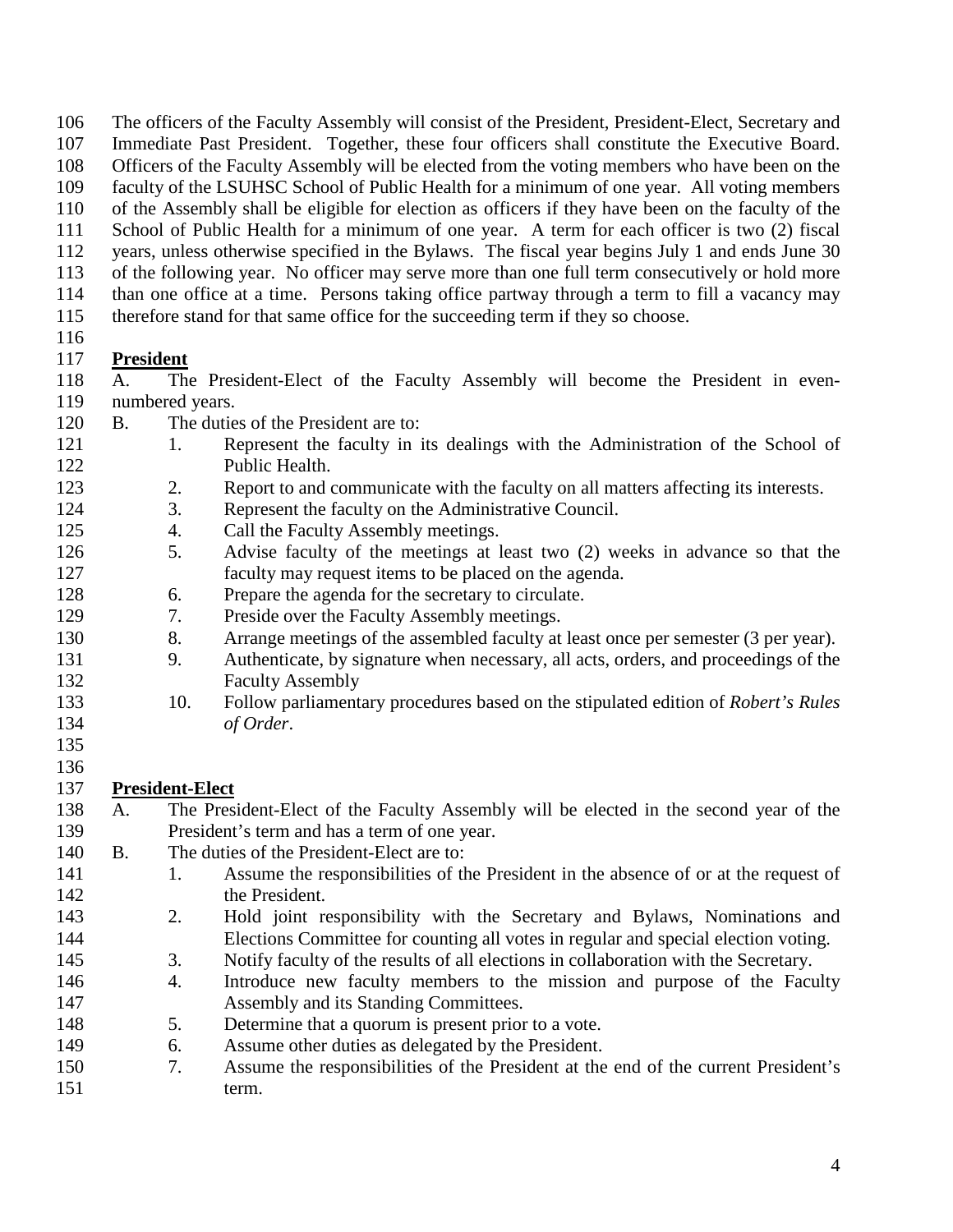The officers of the Faculty Assembly will consist of the President, President-Elect, Secretary and Immediate Past President. Together, these four officers shall constitute the Executive Board. Officers of the Faculty Assembly will be elected from the voting members who have been on the faculty of the LSUHSC School of Public Health for a minimum of one year. All voting members of the Assembly shall be eligible for election as officers if they have been on the faculty of the School of Public Health for a minimum of one year. A term for each officer is two (2) fiscal years, unless otherwise specified in the Bylaws. The fiscal year begins July 1 and ends June 30 of the following year. No officer may serve more than one full term consecutively or hold more than one office at a time. Persons taking office partway through a term to fill a vacancy may therefore stand for that same office for the succeeding term if they so choose.

**President**

A. The President-Elect of the Faculty Assembly will become the President in even-numbered years.

B. The duties of the President are to:

1. Represent the faculty in its dealings with the Administration of the School of Public Health.
2. Report to and communicate with the faculty on all matters affecting its interests.
3. Represent the faculty on the Administrative Council.
4. Call the Faculty Assembly meetings.
5. Advise faculty of the meetings at least two (2) weeks in advance so that the faculty may request items to be placed on the agenda.
6. Prepare the agenda for the secretary to circulate.
7. Preside over the Faculty Assembly meetings.
8. Arrange meetings of the assembled faculty at least once per semester (3 per year).
9. Authenticate, by signature when necessary, all acts, orders, and proceedings of the Faculty Assembly
10. Follow parliamentary procedures based on the stipulated edition of *Robert's Rules of Order*.

**President-Elect**

A. The President-Elect of the Faculty Assembly will be elected in the second year of the President's term and has a term of one year.

B. The duties of the President-Elect are to:

1. Assume the responsibilities of the President in the absence of or at the request of the President.
2. Hold joint responsibility with the Secretary and Bylaws, Nominations and Elections Committee for counting all votes in regular and special election voting.
3. Notify faculty of the results of all elections in collaboration with the Secretary.
4. Introduce new faculty members to the mission and purpose of the Faculty Assembly and its Standing Committees.
5. Determine that a quorum is present prior to a vote.
6. Assume other duties as delegated by the President.
7. Assume the responsibilities of the President at the end of the current President's term.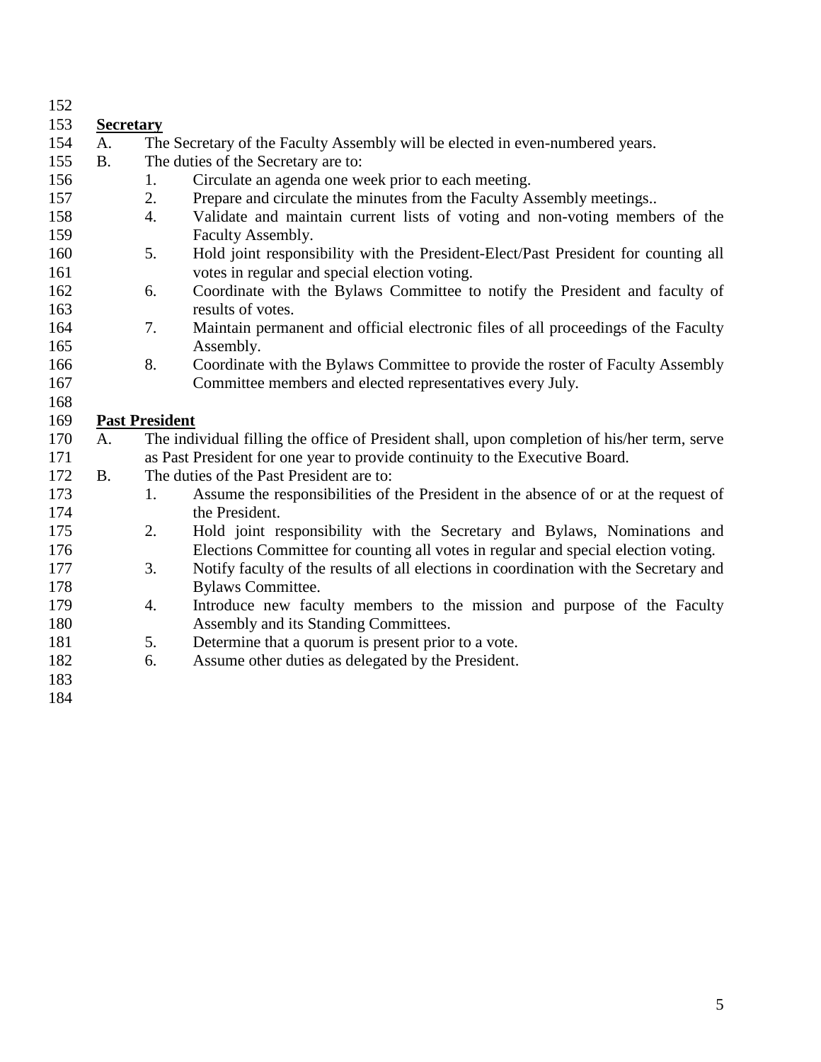**Secretary**

A. The Secretary of the Faculty Assembly will be elected in even-numbered years.

B. The duties of the Secretary are to:

1. Circulate an agenda one week prior to each meeting.
2. Prepare and circulate the minutes from the Faculty Assembly meetings..
4. Validate and maintain current lists of voting and non-voting members of the Faculty Assembly.
5. Hold joint responsibility with the President-Elect/Past President for counting all votes in regular and special election voting.
6. Coordinate with the Bylaws Committee to notify the President and faculty of results of votes.
7. Maintain permanent and official electronic files of all proceedings of the Faculty Assembly.
8. Coordinate with the Bylaws Committee to provide the roster of Faculty Assembly Committee members and elected representatives every July.

**Past President**

A. The individual filling the office of President shall, upon completion of his/her term, serve as Past President for one year to provide continuity to the Executive Board.

B. The duties of the Past President are to:

1. Assume the responsibilities of the President in the absence of or at the request of the President.
2. Hold joint responsibility with the Secretary and Bylaws, Nominations and Elections Committee for counting all votes in regular and special election voting.
3. Notify faculty of the results of all elections in coordination with the Secretary and Bylaws Committee.
4. Introduce new faculty members to the mission and purpose of the Faculty Assembly and its Standing Committees.
5. Determine that a quorum is present prior to a vote.
6. Assume other duties as delegated by the President.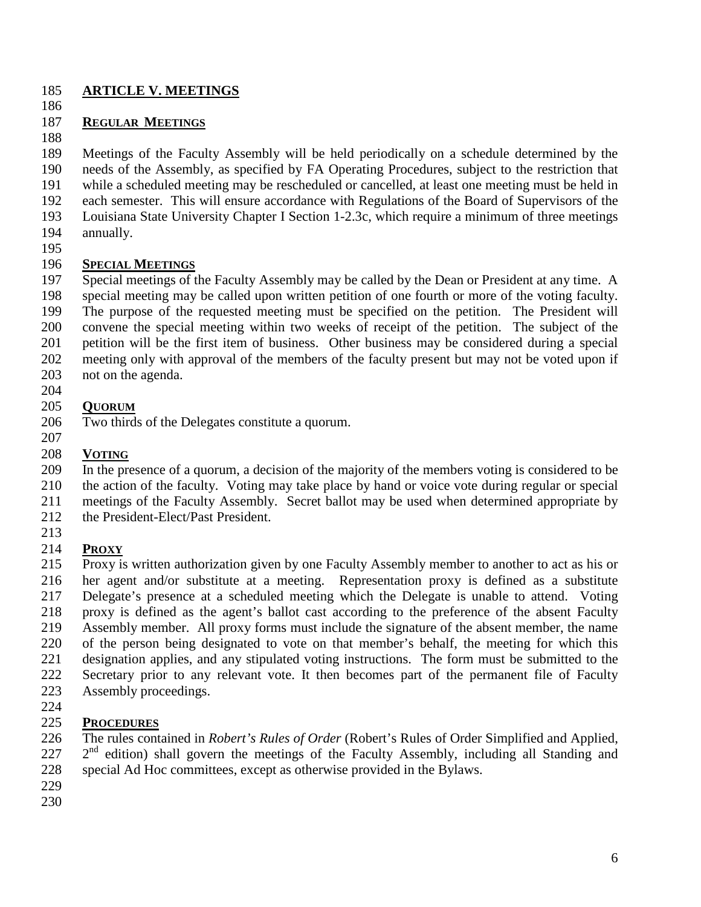## ARTICLE V. MEETINGS

### REGULAR MEETINGS

Meetings of the Faculty Assembly will be held periodically on a schedule determined by the needs of the Assembly, as specified by FA Operating Procedures, subject to the restriction that while a scheduled meeting may be rescheduled or cancelled, at least one meeting must be held in each semester. This will ensure accordance with Regulations of the Board of Supervisors of the Louisiana State University Chapter I Section 1-2.3c, which require a minimum of three meetings annually.

### SPECIAL MEETINGS

Special meetings of the Faculty Assembly may be called by the Dean or President at any time. A special meeting may be called upon written petition of one fourth or more of the voting faculty. The purpose of the requested meeting must be specified on the petition. The President will convene the special meeting within two weeks of receipt of the petition. The subject of the petition will be the first item of business. Other business may be considered during a special meeting only with approval of the members of the faculty present but may not be voted upon if not on the agenda.

### QUORUM

Two thirds of the Delegates constitute a quorum.

### VOTING

In the presence of a quorum, a decision of the majority of the members voting is considered to be the action of the faculty. Voting may take place by hand or voice vote during regular or special meetings of the Faculty Assembly. Secret ballot may be used when determined appropriate by the President-Elect/Past President.

### PROXY

Proxy is written authorization given by one Faculty Assembly member to another to act as his or her agent and/or substitute at a meeting. Representation proxy is defined as a substitute Delegate's presence at a scheduled meeting which the Delegate is unable to attend. Voting proxy is defined as the agent's ballot cast according to the preference of the absent Faculty Assembly member. All proxy forms must include the signature of the absent member, the name of the person being designated to vote on that member's behalf, the meeting for which this designation applies, and any stipulated voting instructions. The form must be submitted to the Secretary prior to any relevant vote. It then becomes part of the permanent file of Faculty Assembly proceedings.

### PROCEDURES

The rules contained in *Robert's Rules of Order* (Robert's Rules of Order Simplified and Applied, 2nd edition) shall govern the meetings of the Faculty Assembly, including all Standing and special Ad Hoc committees, except as otherwise provided in the Bylaws.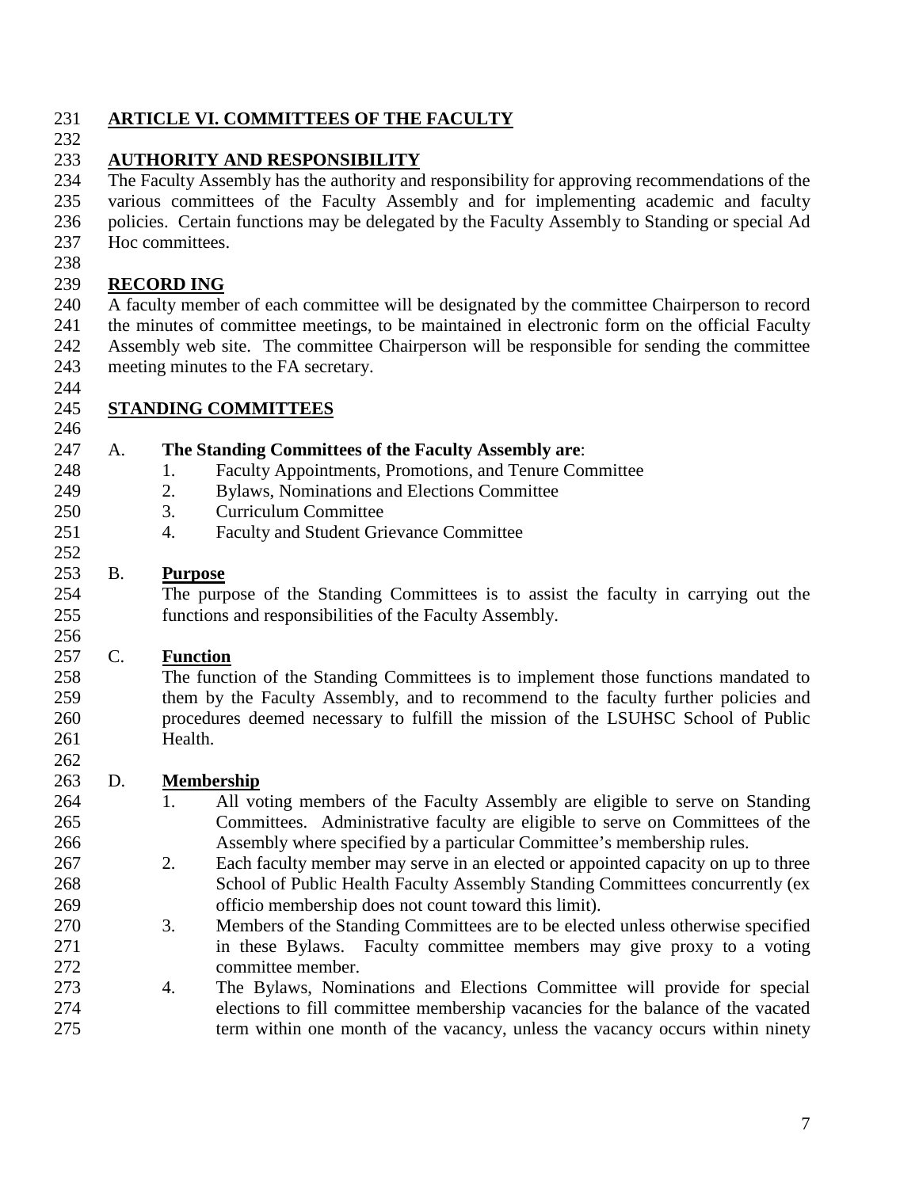## ARTICLE VI. COMMITTEES OF THE FACULTY

### AUTHORITY AND RESPONSIBILITY

The Faculty Assembly has the authority and responsibility for approving recommendations of the various committees of the Faculty Assembly and for implementing academic and faculty policies. Certain functions may be delegated by the Faculty Assembly to Standing or special Ad Hoc committees.

### RECORD ING

A faculty member of each committee will be designated by the committee Chairperson to record the minutes of committee meetings, to be maintained in electronic form on the official Faculty Assembly web site. The committee Chairperson will be responsible for sending the committee meeting minutes to the FA secretary.

### STANDING COMMITTEES

A. **The Standing Committees of the Faculty Assembly are**:

1. Faculty Appointments, Promotions, and Tenure Committee
2. Bylaws, Nominations and Elections Committee
3. Curriculum Committee
4. Faculty and Student Grievance Committee

B. **Purpose**

The purpose of the Standing Committees is to assist the faculty in carrying out the functions and responsibilities of the Faculty Assembly.

C. **Function**

The function of the Standing Committees is to implement those functions mandated to them by the Faculty Assembly, and to recommend to the faculty further policies and procedures deemed necessary to fulfill the mission of the LSUHSC School of Public Health.

D. **Membership**

1. All voting members of the Faculty Assembly are eligible to serve on Standing Committees. Administrative faculty are eligible to serve on Committees of the Assembly where specified by a particular Committee's membership rules.
2. Each faculty member may serve in an elected or appointed capacity on up to three School of Public Health Faculty Assembly Standing Committees concurrently (ex officio membership does not count toward this limit).
3. Members of the Standing Committees are to be elected unless otherwise specified in these Bylaws. Faculty committee members may give proxy to a voting committee member.
4. The Bylaws, Nominations and Elections Committee will provide for special elections to fill committee membership vacancies for the balance of the vacated term within one month of the vacancy, unless the vacancy occurs within ninety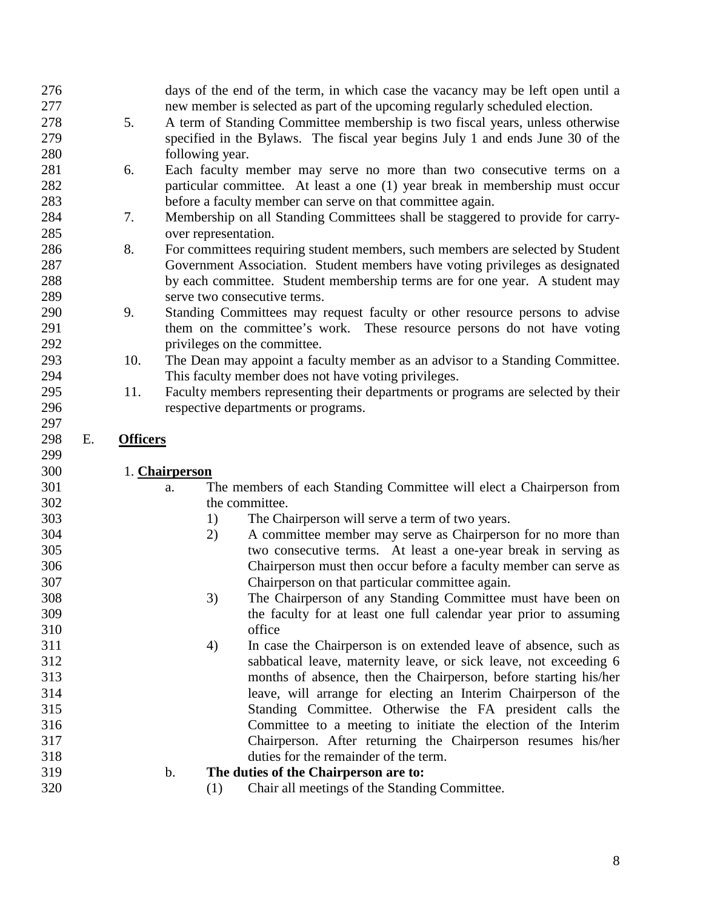days of the end of the term, in which case the vacancy may be left open until a new member is selected as part of the upcoming regularly scheduled election.

5. A term of Standing Committee membership is two fiscal years, unless otherwise specified in the Bylaws. The fiscal year begins July 1 and ends June 30 of the following year.
6. Each faculty member may serve no more than two consecutive terms on a particular committee. At least a one (1) year break in membership must occur before a faculty member can serve on that committee again.
7. Membership on all Standing Committees shall be staggered to provide for carry-over representation.
8. For committees requiring student members, such members are selected by Student Government Association. Student members have voting privileges as designated by each committee. Student membership terms are for one year. A student may serve two consecutive terms.
9. Standing Committees may request faculty or other resource persons to advise them on the committee's work. These resource persons do not have voting privileges on the committee.
10. The Dean may appoint a faculty member as an advisor to a Standing Committee. This faculty member does not have voting privileges.
11. Faculty members representing their departments or programs are selected by their respective departments or programs.

## E. **Officers**

### 1. **Chairperson**

a. The members of each Standing Committee will elect a Chairperson from the committee.
   1) The Chairperson will serve a term of two years.
   2) A committee member may serve as Chairperson for no more than two consecutive terms. At least a one-year break in serving as Chairperson must then occur before a faculty member can serve as Chairperson on that particular committee again.
   3) The Chairperson of any Standing Committee must have been on the faculty for at least one full calendar year prior to assuming office
   4) In case the Chairperson is on extended leave of absence, such as sabbatical leave, maternity leave, or sick leave, not exceeding 6 months of absence, then the Chairperson, before starting his/her leave, will arrange for electing an Interim Chairperson of the Standing Committee. Otherwise the FA president calls the Committee to a meeting to initiate the election of the Interim Chairperson. After returning the Chairperson resumes his/her duties for the remainder of the term.

b. **The duties of the Chairperson are to:**
   (1) Chair all meetings of the Standing Committee.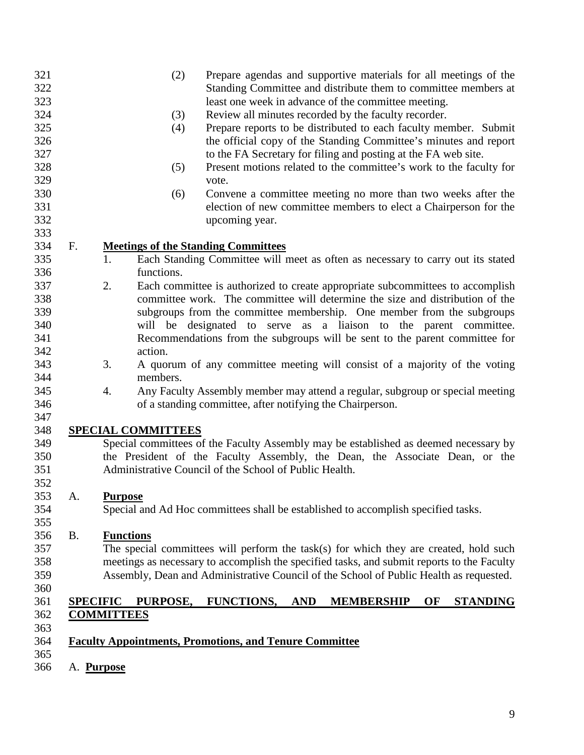(2) Prepare agendas and supportive materials for all meetings of the Standing Committee and distribute them to committee members at least one week in advance of the committee meeting.

(3) Review all minutes recorded by the faculty recorder.

(4) Prepare reports to be distributed to each faculty member. Submit the official copy of the Standing Committee's minutes and report to the FA Secretary for filing and posting at the FA web site.

(5) Present motions related to the committee's work to the faculty for vote.

(6) Convene a committee meeting no more than two weeks after the election of new committee members to elect a Chairperson for the upcoming year.

F. **Meetings of the Standing Committees**

1. Each Standing Committee will meet as often as necessary to carry out its stated functions.
2. Each committee is authorized to create appropriate subcommittees to accomplish committee work. The committee will determine the size and distribution of the subgroups from the committee membership. One member from the subgroups will be designated to serve as a liaison to the parent committee. Recommendations from the subgroups will be sent to the parent committee for action.
3. A quorum of any committee meeting will consist of a majority of the voting members.
4. Any Faculty Assembly member may attend a regular, subgroup or special meeting of a standing committee, after notifying the Chairperson.

## SPECIAL COMMITTEES

Special committees of the Faculty Assembly may be established as deemed necessary by the President of the Faculty Assembly, the Dean, the Associate Dean, or the Administrative Council of the School of Public Health.

A. **Purpose**

Special and Ad Hoc committees shall be established to accomplish specified tasks.

B. **Functions**

The special committees will perform the task(s) for which they are created, hold such meetings as necessary to accomplish the specified tasks, and submit reports to the Faculty Assembly, Dean and Administrative Council of the School of Public Health as requested.

## SPECIFIC PURPOSE, FUNCTIONS, AND MEMBERSHIP OF STANDING COMMITTEES

### Faculty Appointments, Promotions, and Tenure Committee

A. **Purpose**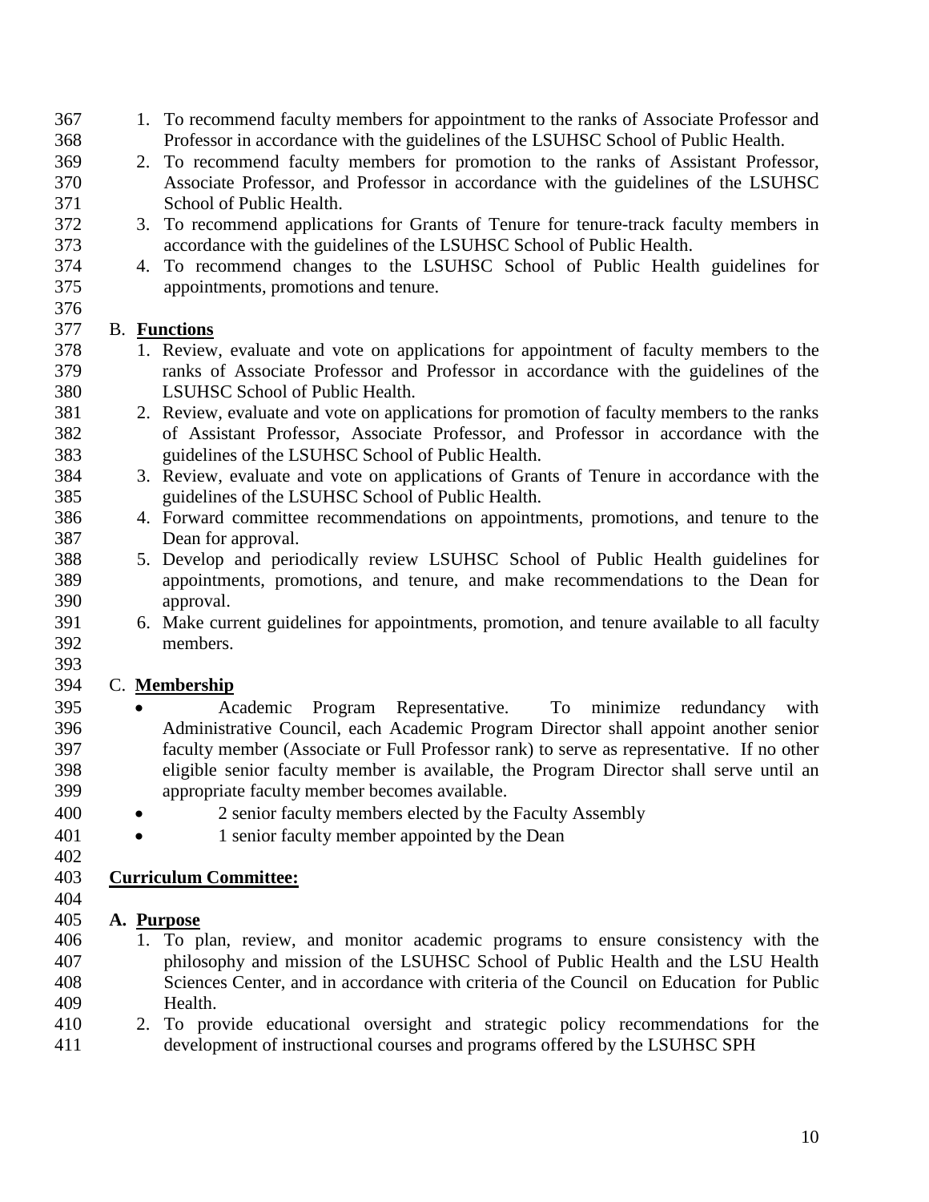1. To recommend faculty members for appointment to the ranks of Associate Professor and Professor in accordance with the guidelines of the LSUHSC School of Public Health.
2. To recommend faculty members for promotion to the ranks of Assistant Professor, Associate Professor, and Professor in accordance with the guidelines of the LSUHSC School of Public Health.
3. To recommend applications for Grants of Tenure for tenure-track faculty members in accordance with the guidelines of the LSUHSC School of Public Health.
4. To recommend changes to the LSUHSC School of Public Health guidelines for appointments, promotions and tenure.

B. **Functions**

1. Review, evaluate and vote on applications for appointment of faculty members to the ranks of Associate Professor and Professor in accordance with the guidelines of the LSUHSC School of Public Health.
2. Review, evaluate and vote on applications for promotion of faculty members to the ranks of Assistant Professor, Associate Professor, and Professor in accordance with the guidelines of the LSUHSC School of Public Health.
3. Review, evaluate and vote on applications of Grants of Tenure in accordance with the guidelines of the LSUHSC School of Public Health.
4. Forward committee recommendations on appointments, promotions, and tenure to the Dean for approval.
5. Develop and periodically review LSUHSC School of Public Health guidelines for appointments, promotions, and tenure, and make recommendations to the Dean for approval.
6. Make current guidelines for appointments, promotion, and tenure available to all faculty members.

C. **Membership**

- Academic Program Representative. To minimize redundancy with Administrative Council, each Academic Program Director shall appoint another senior faculty member (Associate or Full Professor rank) to serve as representative. If no other eligible senior faculty member is available, the Program Director shall serve until an appropriate faculty member becomes available.
- 2 senior faculty members elected by the Faculty Assembly
- 1 senior faculty member appointed by the Dean

**Curriculum Committee:**

**A. Purpose**

1. To plan, review, and monitor academic programs to ensure consistency with the philosophy and mission of the LSUHSC School of Public Health and the LSU Health Sciences Center, and in accordance with criteria of the Council on Education for Public Health.
2. To provide educational oversight and strategic policy recommendations for the development of instructional courses and programs offered by the LSUHSC SPH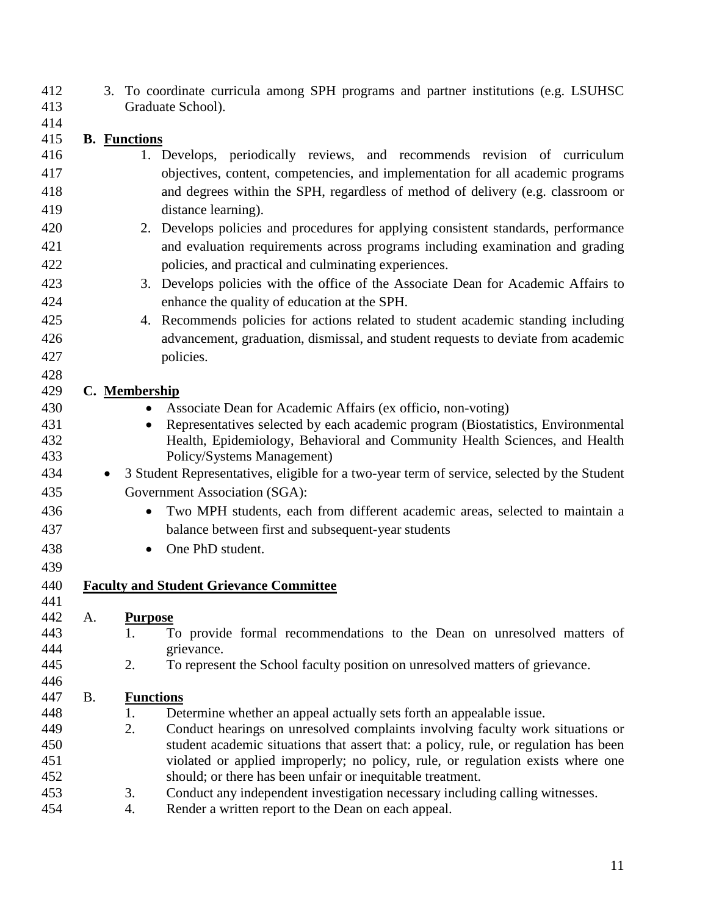3. To coordinate curricula among SPH programs and partner institutions (e.g. LSUHSC Graduate School).

**B. Functions**

1. Develops, periodically reviews, and recommends revision of curriculum objectives, content, competencies, and implementation for all academic programs and degrees within the SPH, regardless of method of delivery (e.g. classroom or distance learning).
2. Develops policies and procedures for applying consistent standards, performance and evaluation requirements across programs including examination and grading policies, and practical and culminating experiences.
3. Develops policies with the office of the Associate Dean for Academic Affairs to enhance the quality of education at the SPH.
4. Recommends policies for actions related to student academic standing including advancement, graduation, dismissal, and student requests to deviate from academic policies.

**C. Membership**

- Associate Dean for Academic Affairs (ex officio, non-voting)
- Representatives selected by each academic program (Biostatistics, Environmental Health, Epidemiology, Behavioral and Community Health Sciences, and Health Policy/Systems Management)
- 3 Student Representatives, eligible for a two-year term of service, selected by the Student Government Association (SGA):
    - Two MPH students, each from different academic areas, selected to maintain a balance between first and subsequent-year students
    - One PhD student.

**Faculty and Student Grievance Committee**

A. **Purpose**

1. To provide formal recommendations to the Dean on unresolved matters of grievance.
2. To represent the School faculty position on unresolved matters of grievance.

B. **Functions**

1. Determine whether an appeal actually sets forth an appealable issue.
2. Conduct hearings on unresolved complaints involving faculty work situations or student academic situations that assert that: a policy, rule, or regulation has been violated or applied improperly; no policy, rule, or regulation exists where one should; or there has been unfair or inequitable treatment.
3. Conduct any independent investigation necessary including calling witnesses.
4. Render a written report to the Dean on each appeal.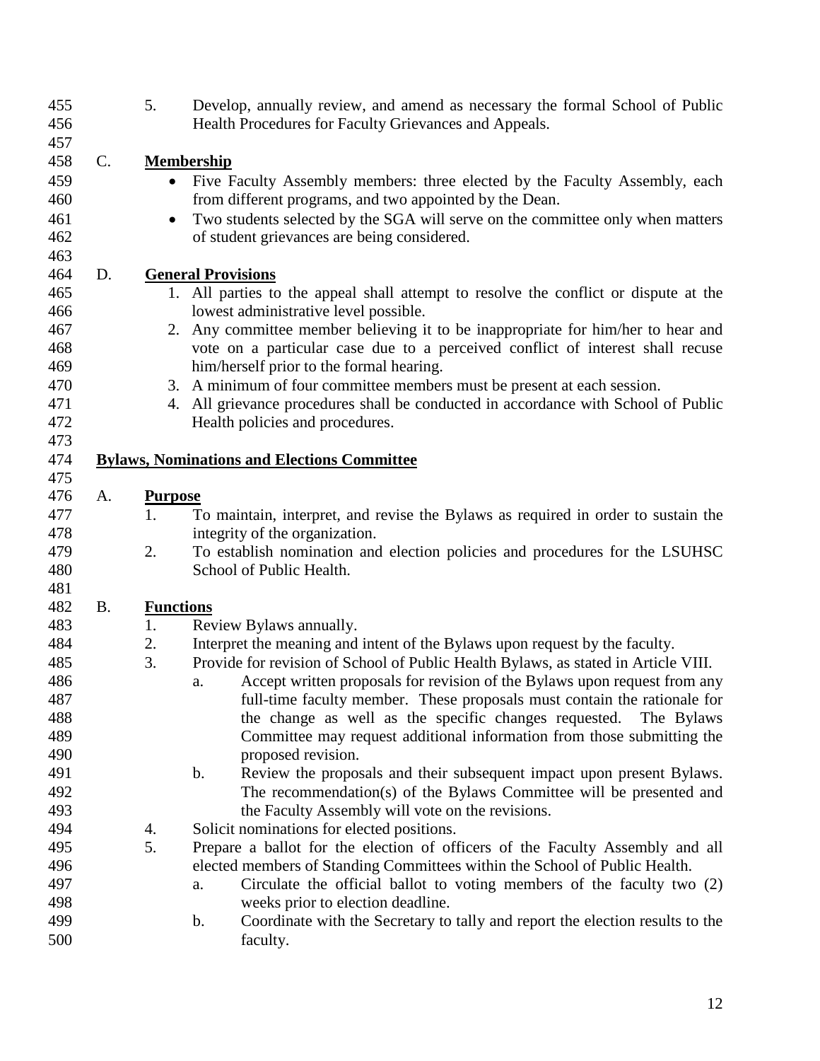5. Develop, annually review, and amend as necessary the formal School of Public Health Procedures for Faculty Grievances and Appeals.

C. **Membership**

- Five Faculty Assembly members: three elected by the Faculty Assembly, each from different programs, and two appointed by the Dean.
- Two students selected by the SGA will serve on the committee only when matters of student grievances are being considered.

D. **General Provisions**

1. All parties to the appeal shall attempt to resolve the conflict or dispute at the lowest administrative level possible.
2. Any committee member believing it to be inappropriate for him/her to hear and vote on a particular case due to a perceived conflict of interest shall recuse him/herself prior to the formal hearing.
3. A minimum of four committee members must be present at each session.
4. All grievance procedures shall be conducted in accordance with School of Public Health policies and procedures.

**Bylaws, Nominations and Elections Committee**

A. **Purpose**

1. To maintain, interpret, and revise the Bylaws as required in order to sustain the integrity of the organization.
2. To establish nomination and election policies and procedures for the LSUHSC School of Public Health.

B. **Functions**

1. Review Bylaws annually.
2. Interpret the meaning and intent of the Bylaws upon request by the faculty.
3. Provide for revision of School of Public Health Bylaws, as stated in Article VIII.
   a. Accept written proposals for revision of the Bylaws upon request from any full-time faculty member. These proposals must contain the rationale for the change as well as the specific changes requested. The Bylaws Committee may request additional information from those submitting the proposed revision.
   b. Review the proposals and their subsequent impact upon present Bylaws. The recommendation(s) of the Bylaws Committee will be presented and the Faculty Assembly will vote on the revisions.
4. Solicit nominations for elected positions.
5. Prepare a ballot for the election of officers of the Faculty Assembly and all elected members of Standing Committees within the School of Public Health.
   a. Circulate the official ballot to voting members of the faculty two (2) weeks prior to election deadline.
   b. Coordinate with the Secretary to tally and report the election results to the faculty.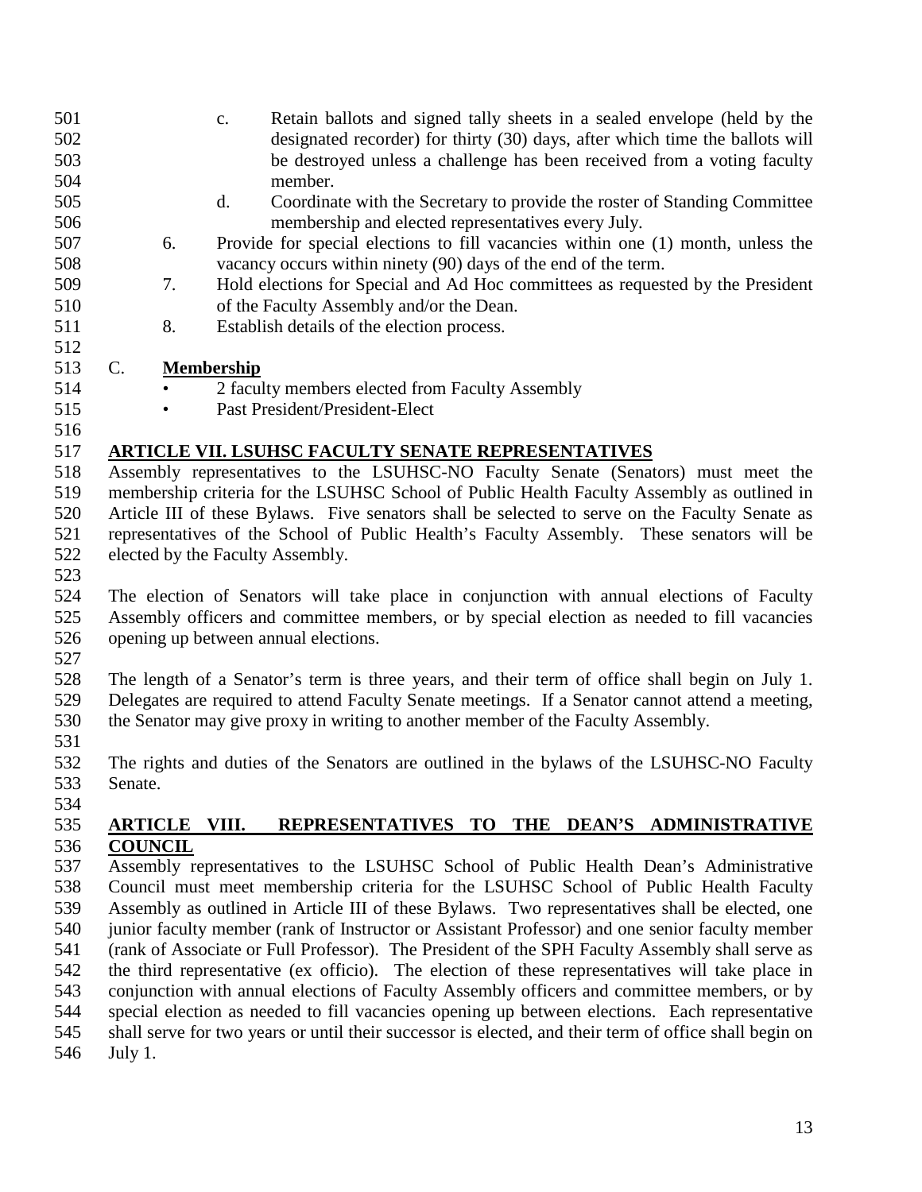c. Retain ballots and signed tally sheets in a sealed envelope (held by the designated recorder) for thirty (30) days, after which time the ballots will be destroyed unless a challenge has been received from a voting faculty member.

d. Coordinate with the Secretary to provide the roster of Standing Committee membership and elected representatives every July.

6. Provide for special elections to fill vacancies within one (1) month, unless the vacancy occurs within ninety (90) days of the end of the term.
7. Hold elections for Special and Ad Hoc committees as requested by the President of the Faculty Assembly and/or the Dean.
8. Establish details of the election process.

C. **Membership**

- 2 faculty members elected from Faculty Assembly
- Past President/President-Elect

## ARTICLE VII. LSUHSC FACULTY SENATE REPRESENTATIVES

Assembly representatives to the LSUHSC-NO Faculty Senate (Senators) must meet the membership criteria for the LSUHSC School of Public Health Faculty Assembly as outlined in Article III of these Bylaws. Five senators shall be selected to serve on the Faculty Senate as representatives of the School of Public Health's Faculty Assembly. These senators will be elected by the Faculty Assembly.

The election of Senators will take place in conjunction with annual elections of Faculty Assembly officers and committee members, or by special election as needed to fill vacancies opening up between annual elections.

The length of a Senator's term is three years, and their term of office shall begin on July 1. Delegates are required to attend Faculty Senate meetings. If a Senator cannot attend a meeting, the Senator may give proxy in writing to another member of the Faculty Assembly.

The rights and duties of the Senators are outlined in the bylaws of the LSUHSC-NO Faculty Senate.

## ARTICLE VIII. REPRESENTATIVES TO THE DEAN'S ADMINISTRATIVE COUNCIL

Assembly representatives to the LSUHSC School of Public Health Dean's Administrative Council must meet membership criteria for the LSUHSC School of Public Health Faculty Assembly as outlined in Article III of these Bylaws. Two representatives shall be elected, one junior faculty member (rank of Instructor or Assistant Professor) and one senior faculty member (rank of Associate or Full Professor). The President of the SPH Faculty Assembly shall serve as the third representative (ex officio). The election of these representatives will take place in conjunction with annual elections of Faculty Assembly officers and committee members, or by special election as needed to fill vacancies opening up between elections. Each representative shall serve for two years or until their successor is elected, and their term of office shall begin on July 1.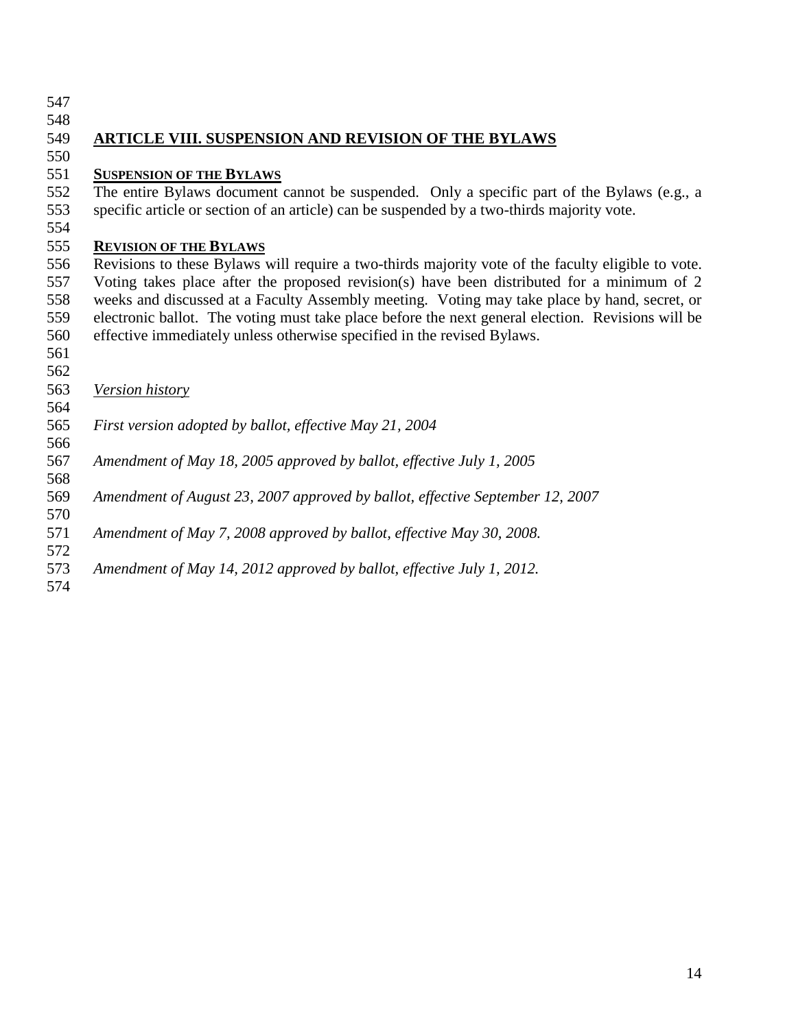## ARTICLE VIII. SUSPENSION AND REVISION OF THE BYLAWS

### SUSPENSION OF THE BYLAWS

The entire Bylaws document cannot be suspended. Only a specific part of the Bylaws (e.g., a specific article or section of an article) can be suspended by a two-thirds majority vote.

### REVISION OF THE BYLAWS

Revisions to these Bylaws will require a two-thirds majority vote of the faculty eligible to vote. Voting takes place after the proposed revision(s) have been distributed for a minimum of 2 weeks and discussed at a Faculty Assembly meeting. Voting may take place by hand, secret, or electronic ballot. The voting must take place before the next general election. Revisions will be effective immediately unless otherwise specified in the revised Bylaws.

*Version history*

*First version adopted by ballot, effective May 21, 2004*

*Amendment of May 18, 2005 approved by ballot, effective July 1, 2005*

*Amendment of August 23, 2007 approved by ballot, effective September 12, 2007*

*Amendment of May 7, 2008 approved by ballot, effective May 30, 2008.*

*Amendment of May 14, 2012 approved by ballot, effective July 1, 2012.*